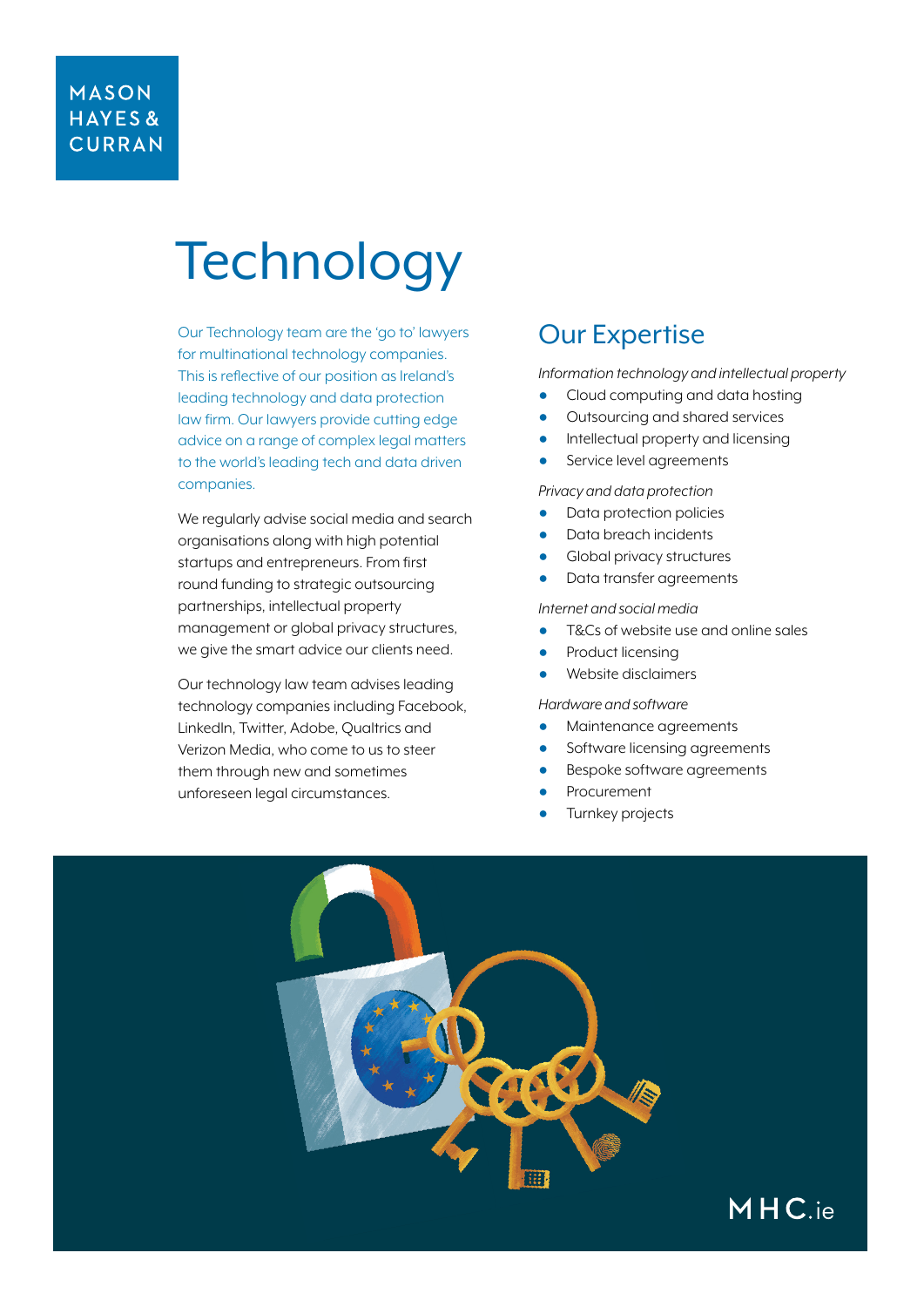MASON HAYES & CURRAN

# Technology

Our Technology team are the 'go to' lawyers for multinational technology companies. This is reflective of our position as Ireland's leading technology and data protection law firm. Our lawyers provide cutting edge advice on a range of complex legal matters to the world's leading tech and data driven companies.

We regularly advise social media and search organisations along with high potential startups and entrepreneurs. From first round funding to strategic outsourcing partnerships, intellectual property management or global privacy structures, we give the smart advice our clients need.

Our technology law team advises leading technology companies including Facebook, LinkedIn, Twitter, Adobe, Qualtrics and Verizon Media, who come to us to steer them through new and sometimes unforeseen legal circumstances.

## Our Expertise

*Information technology and intellectual property*

- Cloud computing and data hosting
- Outsourcing and shared services
- Intellectual property and licensing
- Service level agreements

*Privacy and data protection*

- Data protection policies
- Data breach incidents
- Global privacy structures
- Data transfer agreements

*Internet and social media*

- T&Cs of website use and online sales
- Product licensing
- Website disclaimers

*Hardware and software*

- Maintenance agreements
- Software licensing agreements
- Bespoke software agreements
- Procurement
- Turnkey projects

MHC.ie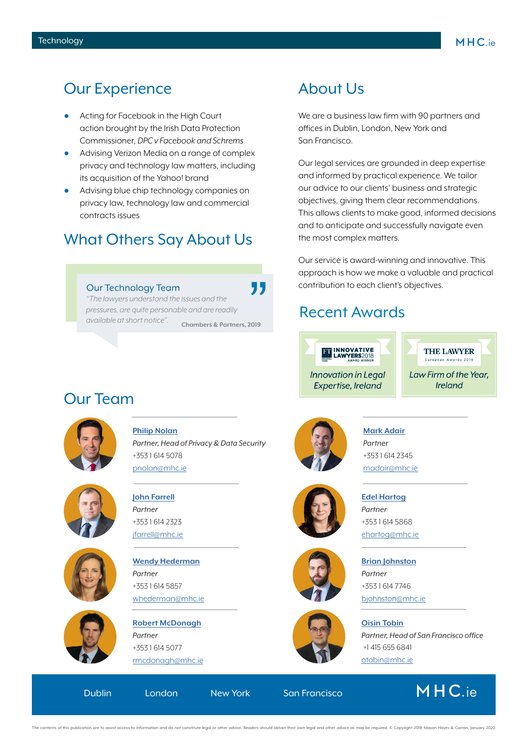## Our Experience

- Acting for Facebook in the High Court action brought by the Irish Data Protection Commissioner, *DPC v Facebook and Schrems*
- Advising Verizon Media on a range of complex privacy and technology law matters, including its acquisition of the Yahoo! brand
- Advising blue chip technology companies on privacy law, technology law and commercial contracts issues

## What Others Say About Us

**Our Technology Team**

*"The lawyers understand the issues and the pressures, are quite personable and are readily available at short notice".*

Chambers & Partners, 2019

## About Us

We are a business law firm with 90 partners and offices in Dublin, London, New York and San Francisco.

Our legal services are grounded in deep expertise and informed by practical experience. We tailor our advice to our clients' business and strategic objectives, giving them clear recommendations. This allows clients to make good, informed decisions and to anticipate and successfully navigate even the most complex matters.

Our service is award-winning and innovative. This approach is how we make a valuable and practical contribution to each client's objectives.

## Recent Awards

FT INNOVATIVE LAWYERS2018 AWARD WINNER
*Innovation in Legal Expertise, Ireland*

THE LAWYER European Awards 2019
*Law Firm of the Year, Ireland*

## Our Team

**Philip Nolan**
*Partner, Head of Privacy & Data Security*
+353 1 614 5078
pnolan@mhc.ie

**Mark Adair**
*Partner*
+353 1 614 2345
madair@mhc.ie

**John Farrell**
*Partner*
+353 1 614 2323
jfarrell@mhc.ie

**Edel Hartog**
*Partner*
+353 1 614 5868
ehartog@mhc.ie

**Wendy Hederman**
*Partner*
+353 1 614 5857
whederman@mhc.ie

**Brian Johnston**
*Partner*
+353 1 614 7746
bjohnston@mhc.ie

**Robert McDonagh**
*Partner*
+353 1 614 5077
rmcdonagh@mhc.ie

**Oisin Tobin**
*Partner, Head of San Francisco office*
+1 415 655 6841
otobin@mhc.ie

Dublin London New York San Francisco

MHC.ie

The contents of this publication are to assist access to information and do not constitute legal or other advice. Readers should obtain their own legal and other advice as may be required. © Copyright 2019. Mason Hayes & Curran, January 2020.